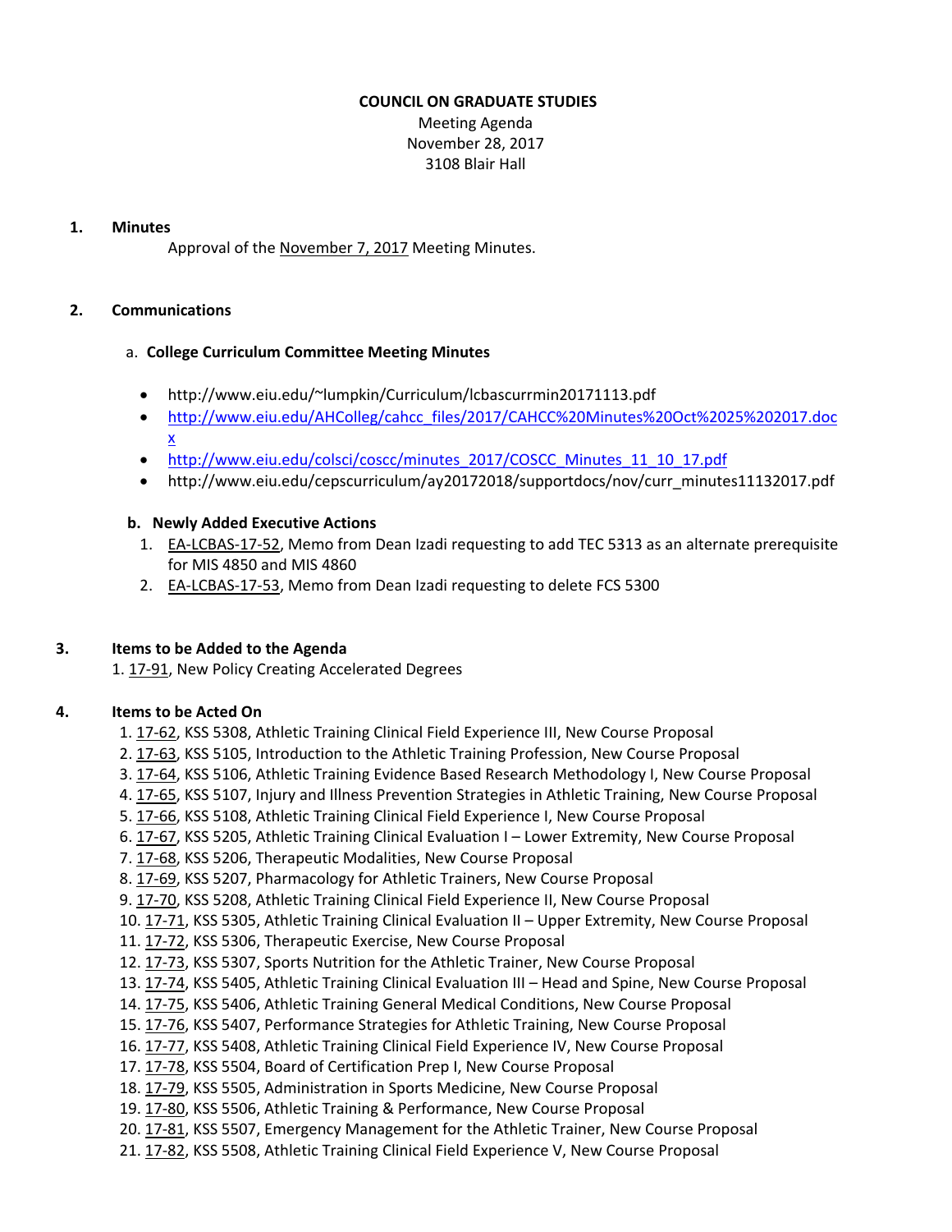**COUNCIL ON GRADUATE STUDIES**

Meeting Agenda
November 28, 2017
3108 Blair Hall

1. **Minutes**

   Approval of the November 7, 2017 Meeting Minutes.

2. **Communications**

   a. **College Curriculum Committee Meeting Minutes**

   - http://www.eiu.edu/~lumpkin/Curriculum/lcbascurrmin20171113.pdf
   - http://www.eiu.edu/AHColleg/cahcc_files/2017/CAHCC%20Minutes%20Oct%2025%202017.docx
   - http://www.eiu.edu/colsci/coscc/minutes_2017/COSCC_Minutes_11_10_17.pdf
   - http://www.eiu.edu/cepscurriculum/ay20172018/supportdocs/nov/curr_minutes11132017.pdf

   b. **Newly Added Executive Actions**

   1. EA-LCBAS-17-52, Memo from Dean Izadi requesting to add TEC 5313 as an alternate prerequisite for MIS 4850 and MIS 4860
   2. EA-LCBAS-17-53, Memo from Dean Izadi requesting to delete FCS 5300

3. **Items to be Added to the Agenda**

   1. 17-91, New Policy Creating Accelerated Degrees

4. **Items to be Acted On**

   1. 17-62, KSS 5308, Athletic Training Clinical Field Experience III, New Course Proposal
   2. 17-63, KSS 5105, Introduction to the Athletic Training Profession, New Course Proposal
   3. 17-64, KSS 5106, Athletic Training Evidence Based Research Methodology I, New Course Proposal
   4. 17-65, KSS 5107, Injury and Illness Prevention Strategies in Athletic Training, New Course Proposal
   5. 17-66, KSS 5108, Athletic Training Clinical Field Experience I, New Course Proposal
   6. 17-67, KSS 5205, Athletic Training Clinical Evaluation I – Lower Extremity, New Course Proposal
   7. 17-68, KSS 5206, Therapeutic Modalities, New Course Proposal
   8. 17-69, KSS 5207, Pharmacology for Athletic Trainers, New Course Proposal
   9. 17-70, KSS 5208, Athletic Training Clinical Field Experience II, New Course Proposal
   10. 17-71, KSS 5305, Athletic Training Clinical Evaluation II – Upper Extremity, New Course Proposal
   11. 17-72, KSS 5306, Therapeutic Exercise, New Course Proposal
   12. 17-73, KSS 5307, Sports Nutrition for the Athletic Trainer, New Course Proposal
   13. 17-74, KSS 5405, Athletic Training Clinical Evaluation III – Head and Spine, New Course Proposal
   14. 17-75, KSS 5406, Athletic Training General Medical Conditions, New Course Proposal
   15. 17-76, KSS 5407, Performance Strategies for Athletic Training, New Course Proposal
   16. 17-77, KSS 5408, Athletic Training Clinical Field Experience IV, New Course Proposal
   17. 17-78, KSS 5504, Board of Certification Prep I, New Course Proposal
   18. 17-79, KSS 5505, Administration in Sports Medicine, New Course Proposal
   19. 17-80, KSS 5506, Athletic Training & Performance, New Course Proposal
   20. 17-81, KSS 5507, Emergency Management for the Athletic Trainer, New Course Proposal
   21. 17-82, KSS 5508, Athletic Training Clinical Field Experience V, New Course Proposal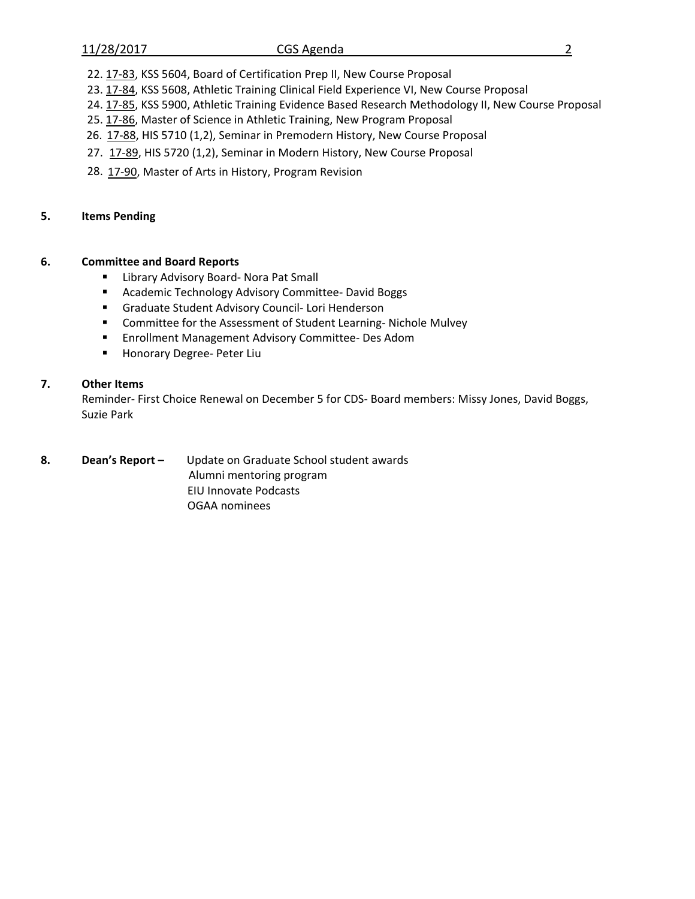22. 17-83, KSS 5604, Board of Certification Prep II, New Course Proposal
23. 17-84, KSS 5608, Athletic Training Clinical Field Experience VI, New Course Proposal
24. 17-85, KSS 5900, Athletic Training Evidence Based Research Methodology II, New Course Proposal
25. 17-86, Master of Science in Athletic Training, New Program Proposal
26. 17-88, HIS 5710 (1,2), Seminar in Premodern History, New Course Proposal
27. 17-89, HIS 5720 (1,2), Seminar in Modern History, New Course Proposal
28. 17-90, Master of Arts in History, Program Revision

**5. Items Pending**

**6. Committee and Board Reports**

- Library Advisory Board- Nora Pat Small
- Academic Technology Advisory Committee- David Boggs
- Graduate Student Advisory Council- Lori Henderson
- Committee for the Assessment of Student Learning- Nichole Mulvey
- Enrollment Management Advisory Committee- Des Adom
- Honorary Degree- Peter Liu

**7. Other Items**

Reminder- First Choice Renewal on December 5 for CDS- Board members: Missy Jones, David Boggs, Suzie Park

**8. Dean's Report –** Update on Graduate School student awards
Alumni mentoring program
EIU Innovate Podcasts
OGAA nominees